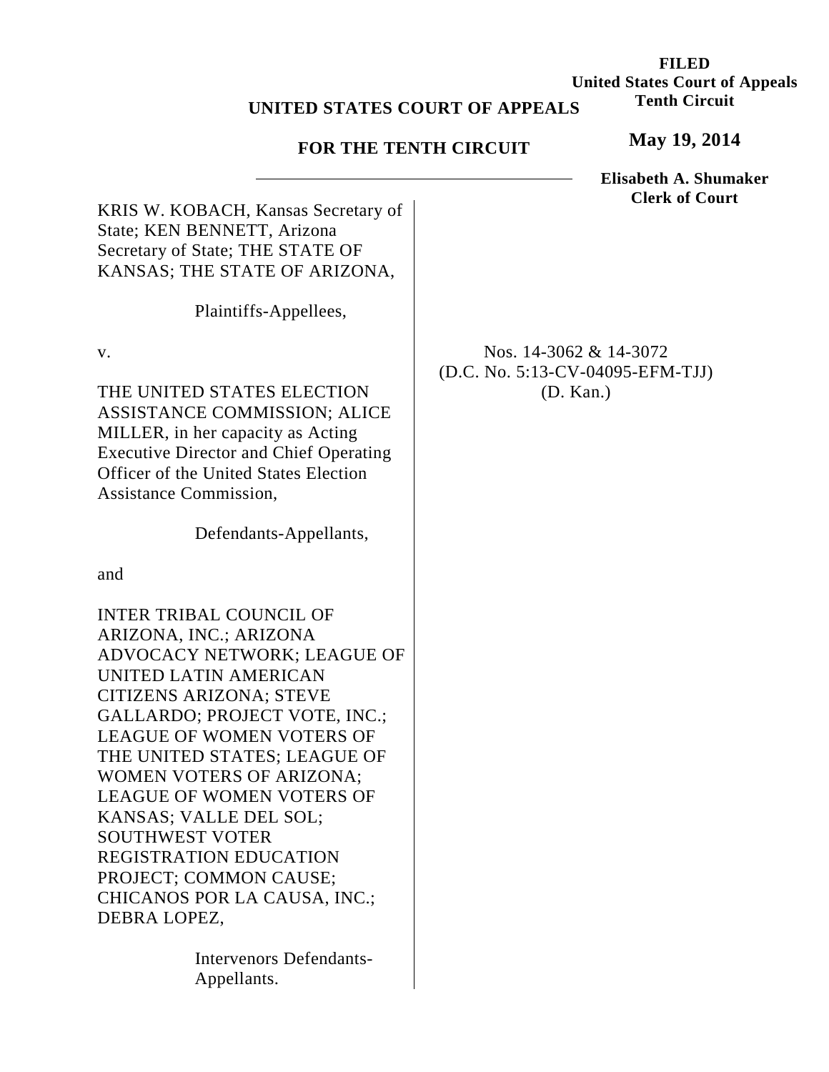**FILED**
**United States Court of Appeals**
**Tenth Circuit**

**May 19, 2014**

**Elisabeth A. Shumaker**
**Clerk of Court**

**UNITED STATES COURT OF APPEALS**

**FOR THE TENTH CIRCUIT**

---

KRIS W. KOBACH, Kansas Secretary of State; KEN BENNETT, Arizona Secretary of State; THE STATE OF KANSAS; THE STATE OF ARIZONA,

Plaintiffs-Appellees,

v.

THE UNITED STATES ELECTION ASSISTANCE COMMISSION; ALICE MILLER, in her capacity as Acting Executive Director and Chief Operating Officer of the United States Election Assistance Commission,

Defendants-Appellants,

and

INTER TRIBAL COUNCIL OF ARIZONA, INC.; ARIZONA ADVOCACY NETWORK; LEAGUE OF UNITED LATIN AMERICAN CITIZENS ARIZONA; STEVE GALLARDO; PROJECT VOTE, INC.; LEAGUE OF WOMEN VOTERS OF THE UNITED STATES; LEAGUE OF WOMEN VOTERS OF ARIZONA; LEAGUE OF WOMEN VOTERS OF KANSAS; VALLE DEL SOL; SOUTHWEST VOTER REGISTRATION EDUCATION PROJECT; COMMON CAUSE; CHICANOS POR LA CAUSA, INC.; DEBRA LOPEZ,

Intervenors Defendants-Appellants.

Nos. 14-3062 & 14-3072
(D.C. No. 5:13-CV-04095-EFM-TJJ)
(D. Kan.)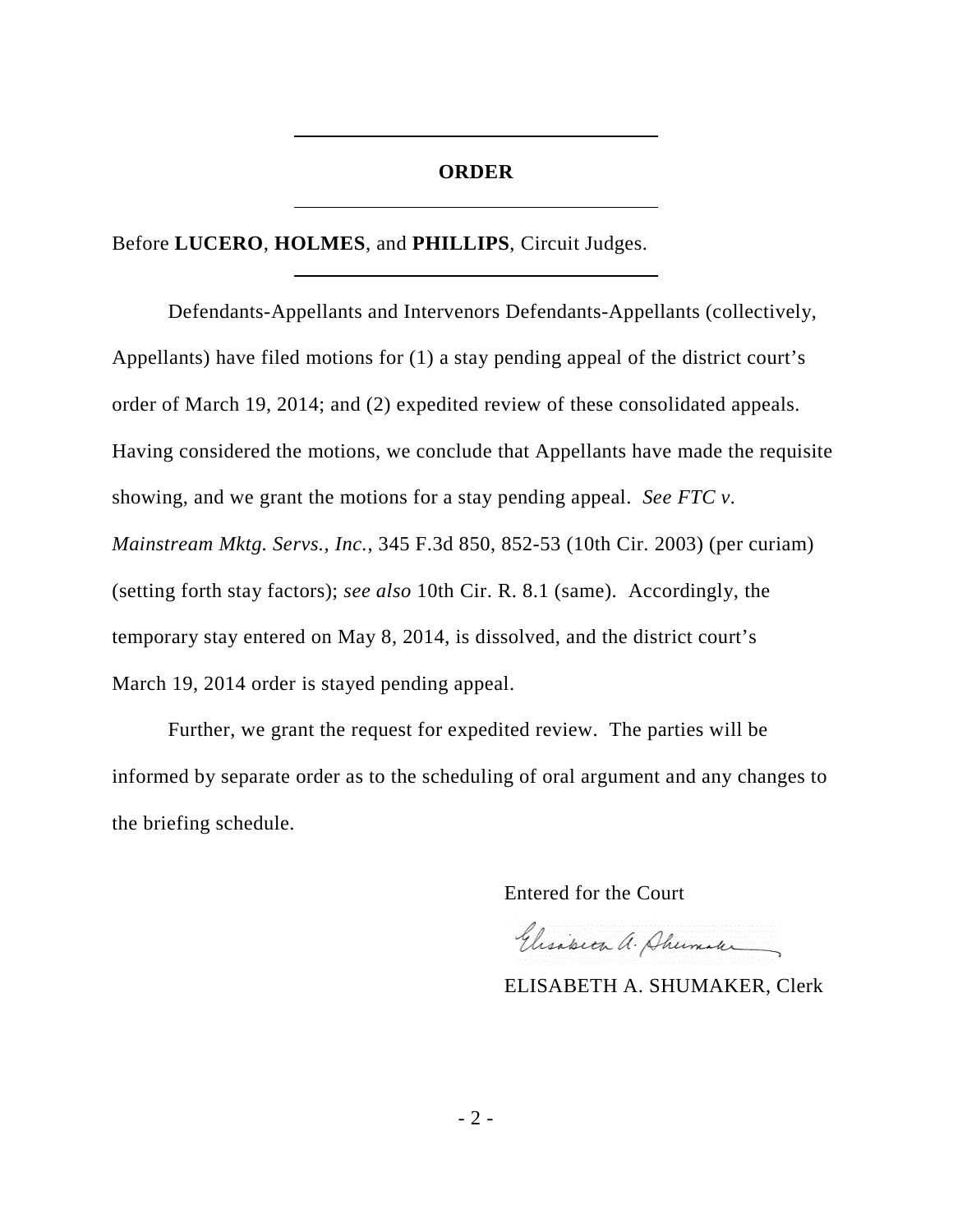## ORDER

Before **LUCERO**, **HOLMES**, and **PHILLIPS**, Circuit Judges.

Defendants-Appellants and Intervenors Defendants-Appellants (collectively, Appellants) have filed motions for (1) a stay pending appeal of the district court's order of March 19, 2014; and (2) expedited review of these consolidated appeals. Having considered the motions, we conclude that Appellants have made the requisite showing, and we grant the motions for a stay pending appeal. *See FTC v. Mainstream Mktg. Servs., Inc.*, 345 F.3d 850, 852-53 (10th Cir. 2003) (per curiam) (setting forth stay factors); *see also* 10th Cir. R. 8.1 (same). Accordingly, the temporary stay entered on May 8, 2014, is dissolved, and the district court's March 19, 2014 order is stayed pending appeal.

Further, we grant the request for expedited review. The parties will be informed by separate order as to the scheduling of oral argument and any changes to the briefing schedule.

Entered for the Court

ELISABETH A. SHUMAKER, Clerk